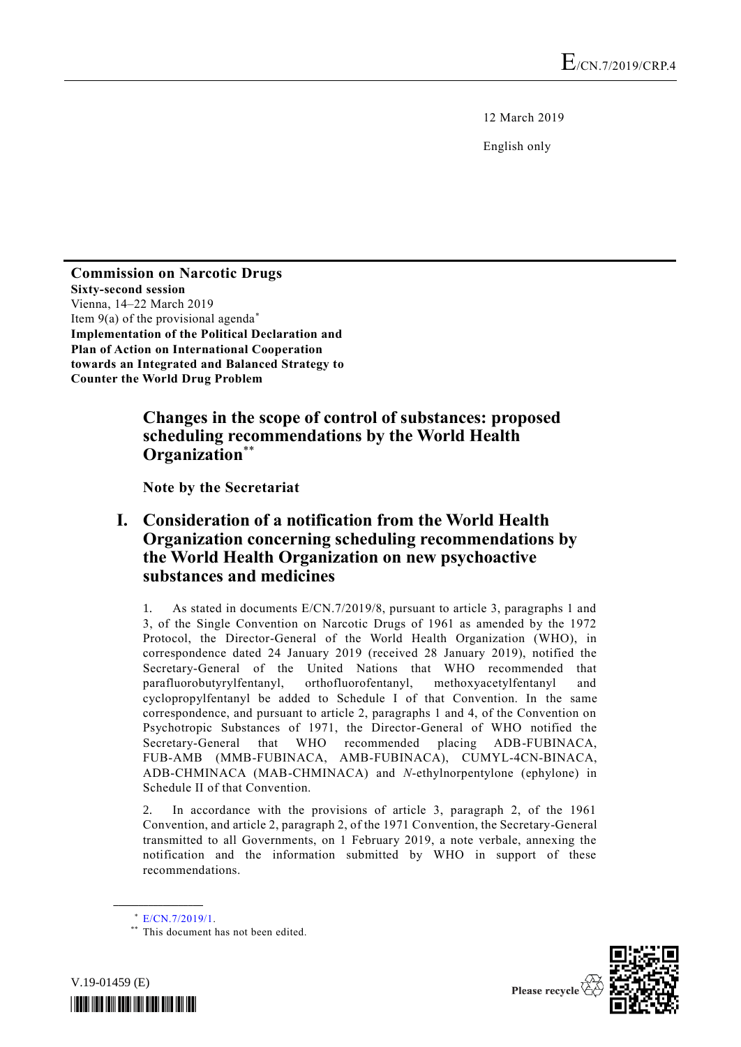E/CN.7/2019/CRP.4

12 March 2019

English only

**Commission on Narcotic Drugs**
**Sixty-second session**
Vienna, 14–22 March 2019
Item 9(a) of the provisional agenda*
**Implementation of the Political Declaration and Plan of Action on International Cooperation towards an Integrated and Balanced Strategy to Counter the World Drug Problem**

# Changes in the scope of control of substances: proposed scheduling recommendations by the World Health Organization**

**Note by the Secretariat**

## I. Consideration of a notification from the World Health Organization concerning scheduling recommendations by the World Health Organization on new psychoactive substances and medicines

1. As stated in documents E/CN.7/2019/8, pursuant to article 3, paragraphs 1 and 3, of the Single Convention on Narcotic Drugs of 1961 as amended by the 1972 Protocol, the Director-General of the World Health Organization (WHO), in correspondence dated 24 January 2019 (received 28 January 2019), notified the Secretary-General of the United Nations that WHO recommended that parafluorobutyrylfentanyl, orthofluorofentanyl, methoxyacetylfentanyl and cyclopropylfentanyl be added to Schedule I of that Convention. In the same correspondence, and pursuant to article 2, paragraphs 1 and 4, of the Convention on Psychotropic Substances of 1971, the Director-General of WHO notified the Secretary-General that WHO recommended placing ADB-FUBINACA, FUB-AMB (MMB-FUBINACA, AMB-FUBINACA), CUMYL-4CN-BINACA, ADB-CHMINACA (MAB-CHMINACA) and *N*-ethylnorpentylone (ephylone) in Schedule II of that Convention.

2. In accordance with the provisions of article 3, paragraph 2, of the 1961 Convention, and article 2, paragraph 2, of the 1971 Convention, the Secretary-General transmitted to all Governments, on 1 February 2019, a note verbale, annexing the notification and the information submitted by WHO in support of these recommendations.

---

\* E/CN.7/2019/1.

\*\* This document has not been edited.

V.19-01459 (E)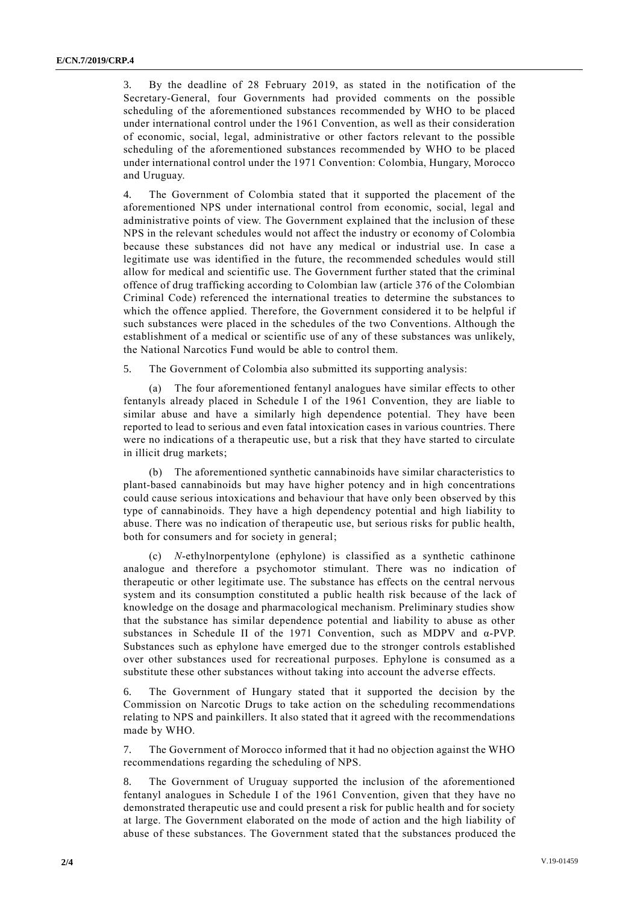3. By the deadline of 28 February 2019, as stated in the notification of the Secretary-General, four Governments had provided comments on the possible scheduling of the aforementioned substances recommended by WHO to be placed under international control under the 1961 Convention, as well as their consideration of economic, social, legal, administrative or other factors relevant to the possible scheduling of the aforementioned substances recommended by WHO to be placed under international control under the 1971 Convention: Colombia, Hungary, Morocco and Uruguay.

4. The Government of Colombia stated that it supported the placement of the aforementioned NPS under international control from economic, social, legal and administrative points of view. The Government explained that the inclusion of these NPS in the relevant schedules would not affect the industry or economy of Colombia because these substances did not have any medical or industrial use. In case a legitimate use was identified in the future, the recommended schedules would still allow for medical and scientific use. The Government further stated that the criminal offence of drug trafficking according to Colombian law (article 376 of the Colombian Criminal Code) referenced the international treaties to determine the substances to which the offence applied. Therefore, the Government considered it to be helpful if such substances were placed in the schedules of the two Conventions. Although the establishment of a medical or scientific use of any of these substances was unlikely, the National Narcotics Fund would be able to control them.

5. The Government of Colombia also submitted its supporting analysis:

(a) The four aforementioned fentanyl analogues have similar effects to other fentanyls already placed in Schedule I of the 1961 Convention, they are liable to similar abuse and have a similarly high dependence potential. They have been reported to lead to serious and even fatal intoxication cases in various countries. There were no indications of a therapeutic use, but a risk that they have started to circulate in illicit drug markets;

(b) The aforementioned synthetic cannabinoids have similar characteristics to plant-based cannabinoids but may have higher potency and in high concentrations could cause serious intoxications and behaviour that have only been observed by this type of cannabinoids. They have a high dependency potential and high liability to abuse. There was no indication of therapeutic use, but serious risks for public health, both for consumers and for society in general;

(c) *N*-ethylnorpentylone (ephylone) is classified as a synthetic cathinone analogue and therefore a psychomotor stimulant. There was no indication of therapeutic or other legitimate use. The substance has effects on the central nervous system and its consumption constituted a public health risk because of the lack of knowledge on the dosage and pharmacological mechanism. Preliminary studies show that the substance has similar dependence potential and liability to abuse as other substances in Schedule II of the 1971 Convention, such as MDPV and α-PVP. Substances such as ephylone have emerged due to the stronger controls established over other substances used for recreational purposes. Ephylone is consumed as a substitute these other substances without taking into account the adverse effects.

6. The Government of Hungary stated that it supported the decision by the Commission on Narcotic Drugs to take action on the scheduling recommendations relating to NPS and painkillers. It also stated that it agreed with the recommendations made by WHO.

7. The Government of Morocco informed that it had no objection against the WHO recommendations regarding the scheduling of NPS.

8. The Government of Uruguay supported the inclusion of the aforementioned fentanyl analogues in Schedule I of the 1961 Convention, given that they have no demonstrated therapeutic use and could present a risk for public health and for society at large. The Government elaborated on the mode of action and the high liability of abuse of these substances. The Government stated that the substances produced the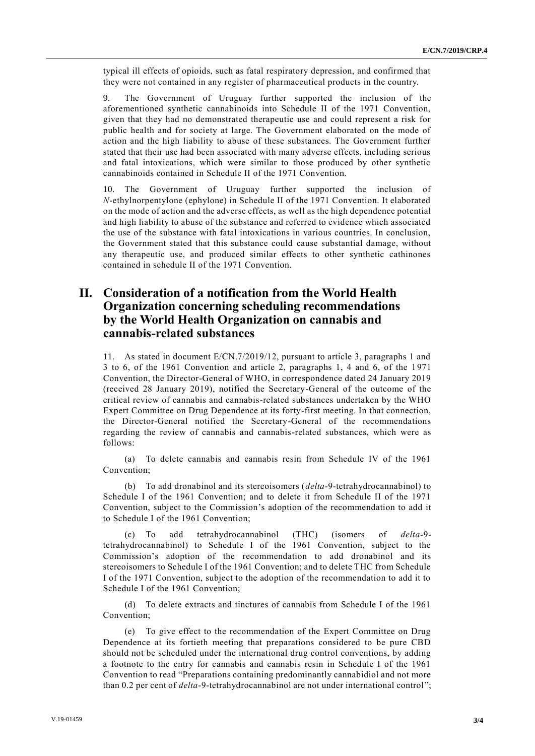typical ill effects of opioids, such as fatal respiratory depression, and confirmed that they were not contained in any register of pharmaceutical products in the country.

9. The Government of Uruguay further supported the inclusion of the aforementioned synthetic cannabinoids into Schedule II of the 1971 Convention, given that they had no demonstrated therapeutic use and could represent a risk for public health and for society at large. The Government elaborated on the mode of action and the high liability to abuse of these substances. The Government further stated that their use had been associated with many adverse effects, including serious and fatal intoxications, which were similar to those produced by other synthetic cannabinoids contained in Schedule II of the 1971 Convention.

10. The Government of Uruguay further supported the inclusion of *N*-ethylnorpentylone (ephylone) in Schedule II of the 1971 Convention. It elaborated on the mode of action and the adverse effects, as well as the high dependence potential and high liability to abuse of the substance and referred to evidence which associated the use of the substance with fatal intoxications in various countries. In conclusion, the Government stated that this substance could cause substantial damage, without any therapeutic use, and produced similar effects to other synthetic cathinones contained in schedule II of the 1971 Convention.

## II. Consideration of a notification from the World Health Organization concerning scheduling recommendations by the World Health Organization on cannabis and cannabis-related substances

11. As stated in document E/CN.7/2019/12, pursuant to article 3, paragraphs 1 and 3 to 6, of the 1961 Convention and article 2, paragraphs 1, 4 and 6, of the 1971 Convention, the Director-General of WHO, in correspondence dated 24 January 2019 (received 28 January 2019), notified the Secretary-General of the outcome of the critical review of cannabis and cannabis-related substances undertaken by the WHO Expert Committee on Drug Dependence at its forty-first meeting. In that connection, the Director-General notified the Secretary-General of the recommendations regarding the review of cannabis and cannabis-related substances, which were as follows:

(a) To delete cannabis and cannabis resin from Schedule IV of the 1961 Convention;

(b) To add dronabinol and its stereoisomers (*delta*-9-tetrahydrocannabinol) to Schedule I of the 1961 Convention; and to delete it from Schedule II of the 1971 Convention, subject to the Commission's adoption of the recommendation to add it to Schedule I of the 1961 Convention;

(c) To add tetrahydrocannabinol (THC) (isomers of *delta*-9-tetrahydrocannabinol) to Schedule I of the 1961 Convention, subject to the Commission's adoption of the recommendation to add dronabinol and its stereoisomers to Schedule I of the 1961 Convention; and to delete THC from Schedule I of the 1971 Convention, subject to the adoption of the recommendation to add it to Schedule I of the 1961 Convention;

(d) To delete extracts and tinctures of cannabis from Schedule I of the 1961 Convention;

(e) To give effect to the recommendation of the Expert Committee on Drug Dependence at its fortieth meeting that preparations considered to be pure CBD should not be scheduled under the international drug control conventions, by adding a footnote to the entry for cannabis and cannabis resin in Schedule I of the 1961 Convention to read "Preparations containing predominantly cannabidiol and not more than 0.2 per cent of *delta*-9-tetrahydrocannabinol are not under international control";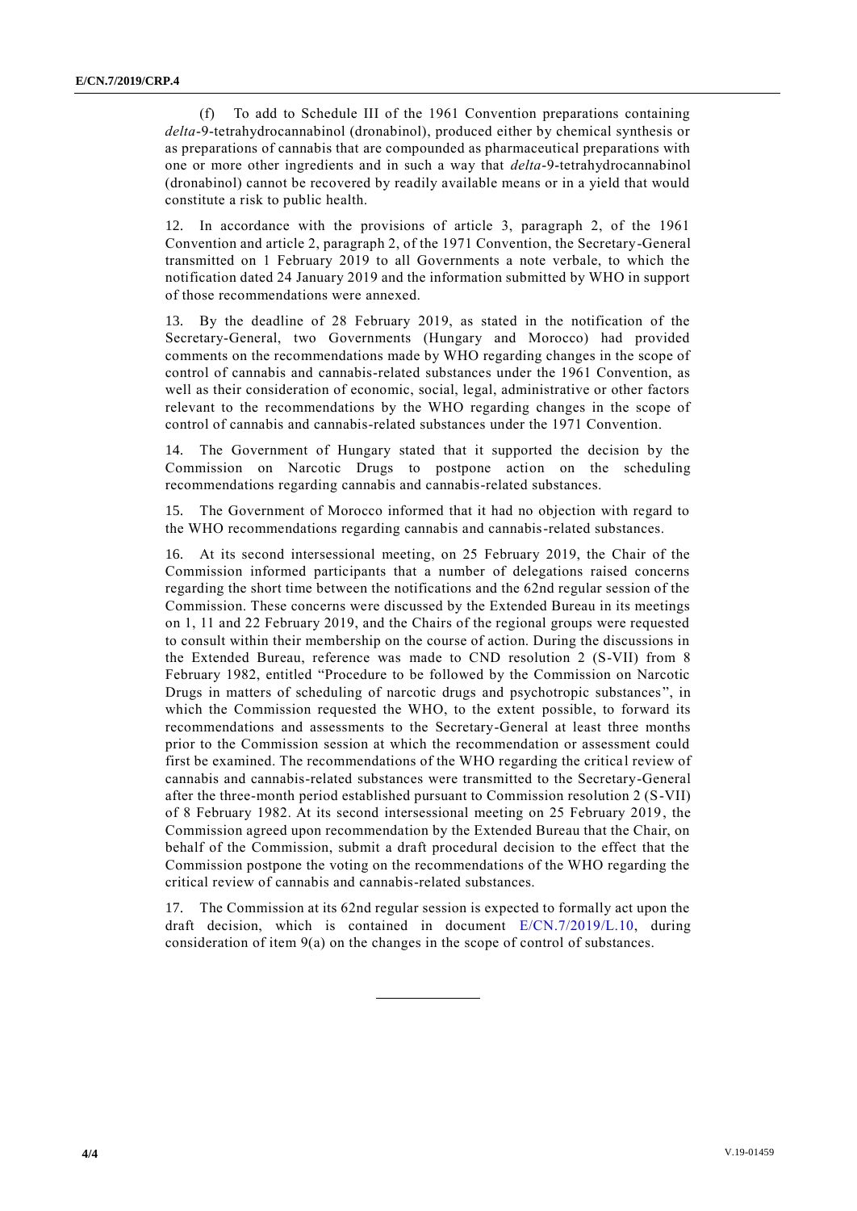(f) To add to Schedule III of the 1961 Convention preparations containing *delta*-9-tetrahydrocannabinol (dronabinol), produced either by chemical synthesis or as preparations of cannabis that are compounded as pharmaceutical preparations with one or more other ingredients and in such a way that *delta*-9-tetrahydrocannabinol (dronabinol) cannot be recovered by readily available means or in a yield that would constitute a risk to public health.

12. In accordance with the provisions of article 3, paragraph 2, of the 1961 Convention and article 2, paragraph 2, of the 1971 Convention, the Secretary-General transmitted on 1 February 2019 to all Governments a note verbale, to which the notification dated 24 January 2019 and the information submitted by WHO in support of those recommendations were annexed.

13. By the deadline of 28 February 2019, as stated in the notification of the Secretary-General, two Governments (Hungary and Morocco) had provided comments on the recommendations made by WHO regarding changes in the scope of control of cannabis and cannabis-related substances under the 1961 Convention, as well as their consideration of economic, social, legal, administrative or other factors relevant to the recommendations by the WHO regarding changes in the scope of control of cannabis and cannabis-related substances under the 1971 Convention.

14. The Government of Hungary stated that it supported the decision by the Commission on Narcotic Drugs to postpone action on the scheduling recommendations regarding cannabis and cannabis-related substances.

15. The Government of Morocco informed that it had no objection with regard to the WHO recommendations regarding cannabis and cannabis-related substances.

16. At its second intersessional meeting, on 25 February 2019, the Chair of the Commission informed participants that a number of delegations raised concerns regarding the short time between the notifications and the 62nd regular session of the Commission. These concerns were discussed by the Extended Bureau in its meetings on 1, 11 and 22 February 2019, and the Chairs of the regional groups were requested to consult within their membership on the course of action. During the discussions in the Extended Bureau, reference was made to CND resolution 2 (S-VII) from 8 February 1982, entitled "Procedure to be followed by the Commission on Narcotic Drugs in matters of scheduling of narcotic drugs and psychotropic substances", in which the Commission requested the WHO, to the extent possible, to forward its recommendations and assessments to the Secretary-General at least three months prior to the Commission session at which the recommendation or assessment could first be examined. The recommendations of the WHO regarding the critical review of cannabis and cannabis-related substances were transmitted to the Secretary-General after the three-month period established pursuant to Commission resolution 2 (S-VII) of 8 February 1982. At its second intersessional meeting on 25 February 2019, the Commission agreed upon recommendation by the Extended Bureau that the Chair, on behalf of the Commission, submit a draft procedural decision to the effect that the Commission postpone the voting on the recommendations of the WHO regarding the critical review of cannabis and cannabis-related substances.

17. The Commission at its 62nd regular session is expected to formally act upon the draft decision, which is contained in document E/CN.7/2019/L.10, during consideration of item 9(a) on the changes in the scope of control of substances.